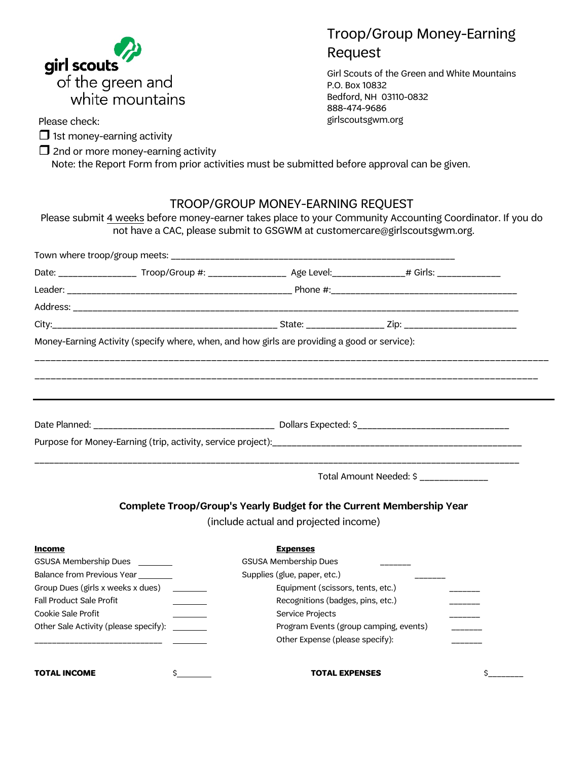girl scouts of the green and white mountains

# Troop/Group Money-Earning Request

Girl Scouts of the Green and White Mountains
P.O. Box 10832
Bedford, NH 03110-0832
888-474-9686
girlscoutsgwm.org

Please check:

❒ 1st money-earning activity

❒ 2nd or more money-earning activity

Note: the Report Form from prior activities must be submitted before approval can be given.

## TROOP/GROUP MONEY-EARNING REQUEST

Please submit 4 weeks before money-earner takes place to your Community Accounting Coordinator. If you do not have a CAC, please submit to GSGWM at customercare@girlscoutsgwm.org.

Town where troop/group meets: ____________________________________________________________

Date: ________________ Troop/Group #: ________________ Age Level:_______________# Girls: _____________

Leader: ______________________________________________ Phone #:______________________________________

Address: ____________________________________________________________________________________________

City:______________________________________________ State: ________________ Zip: _______________________

Money-Earning Activity (specify where, when, and how girls are providing a good or service):

______________________________________________________________________________________________________

______________________________________________________________________________________________________

---

Date Planned: ____________________________________ Dollars Expected: $______________________________

Purpose for Money-Earning (trip, activity, service project):___________________________________________________

______________________________________________________________________________________________________

Total Amount Needed: $ ______________

### Complete Troop/Group's Yearly Budget for the Current Membership Year

(include actual and projected income)

| **Income** | | **Expenses** | |
|---|---|---|---|
| GSUSA Membership Dues | ________ | GSUSA Membership Dues | _______ |
| Balance from Previous Year | ________ | Supplies (glue, paper, etc.) | _______ |
| Group Dues (girls x weeks x dues) | ________ | Equipment (scissors, tents, etc.) | _______ |
| Fall Product Sale Profit | ________ | Recognitions (badges, pins, etc.) | _______ |
| Cookie Sale Profit | ________ | Service Projects | _______ |
| Other Sale Activity (please specify): | ________ | Program Events (group camping, events) | _______ |
| ___________________________ | ________ | Other Expense (please specify): | _______ |
| **TOTAL INCOME** | $________ | **TOTAL EXPENSES** | $________ |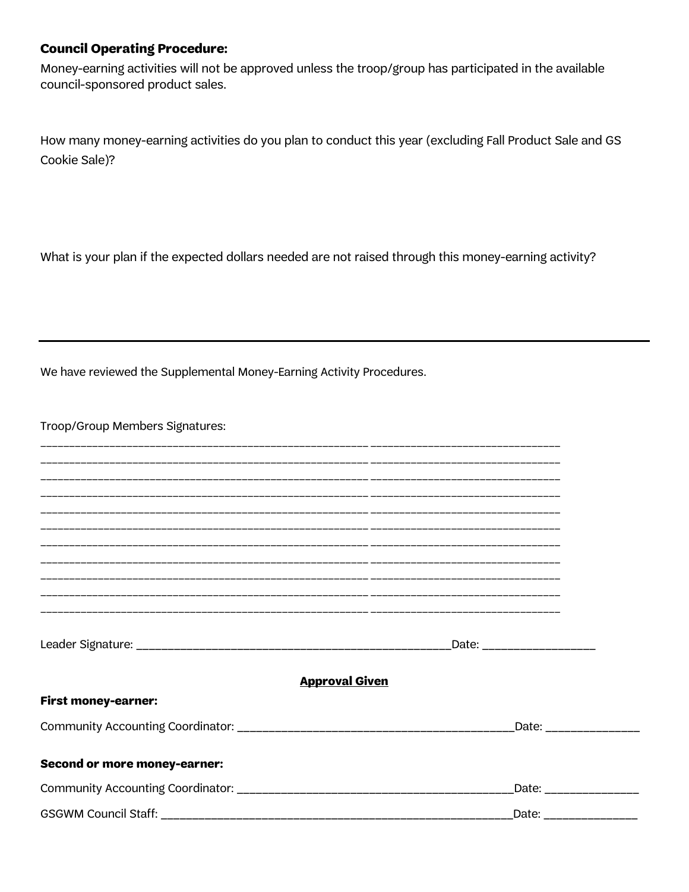**Council Operating Procedure:**

Money-earning activities will not be approved unless the troop/group has participated in the available council-sponsored product sales.

How many money-earning activities do you plan to conduct this year (excluding Fall Product Sale and GS Cookie Sale)?

What is your plan if the expected dollars needed are not raised through this money-earning activity?

---

We have reviewed the Supplemental Money-Earning Activity Procedures.

Troop/Group Members Signatures:

_______________________________________________ ___________________________

_______________________________________________ ___________________________

_______________________________________________ ___________________________

_______________________________________________ ___________________________

_______________________________________________ ___________________________

_______________________________________________ ___________________________

_______________________________________________ ___________________________

_______________________________________________ ___________________________

_______________________________________________ ___________________________

_______________________________________________ ___________________________

_______________________________________________ ___________________________

Leader Signature: ____________________________________________Date: ________________

**Approval Given**

**First money-earner:**

Community Accounting Coordinator: ________________________________________Date: ______________

**Second or more money-earner:**

Community Accounting Coordinator: ________________________________________Date: ______________

GSGWM Council Staff: ___________________________________________________Date: ______________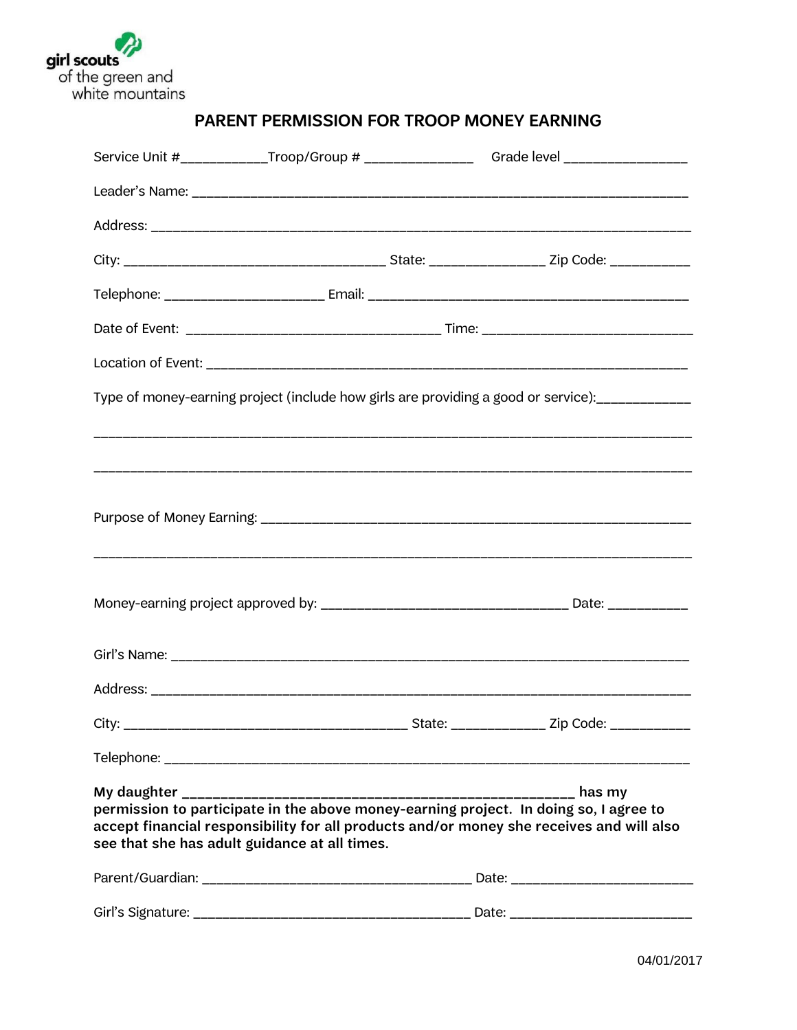girl scouts of the green and white mountains

# PARENT PERMISSION FOR TROOP MONEY EARNING

Service Unit #___________Troop/Group # ______________ Grade level ________________

Leader's Name: ____________________________________________________________________

Address: __________________________________________________________________________

City: ___________________________________ State: _______________ Zip Code: __________

Telephone: _____________________ Email: __________________________________________

Date of Event: __________________________________ Time: ___________________________

Location of Event: _________________________________________________________________

Type of money-earning project (include how girls are providing a good or service):____________

_________________________________________________________________________________

_________________________________________________________________________________

Purpose of Money Earning: __________________________________________________________

_________________________________________________________________________________

Money-earning project approved by: ________________________________ Date: __________

Girl's Name: _______________________________________________________________________

Address: __________________________________________________________________________

City: ______________________________________ State: ____________ Zip Code: __________

Telephone: _________________________________________________________________________

**My daughter _____________________________________________________ has my permission to participate in the above money-earning project. In doing so, I agree to accept financial responsibility for all products and/or money she receives and will also see that she has adult guidance at all times.**

Parent/Guardian: ___________________________________ Date: _______________________

Girl's Signature: ___________________________________ Date: _______________________

04/01/2017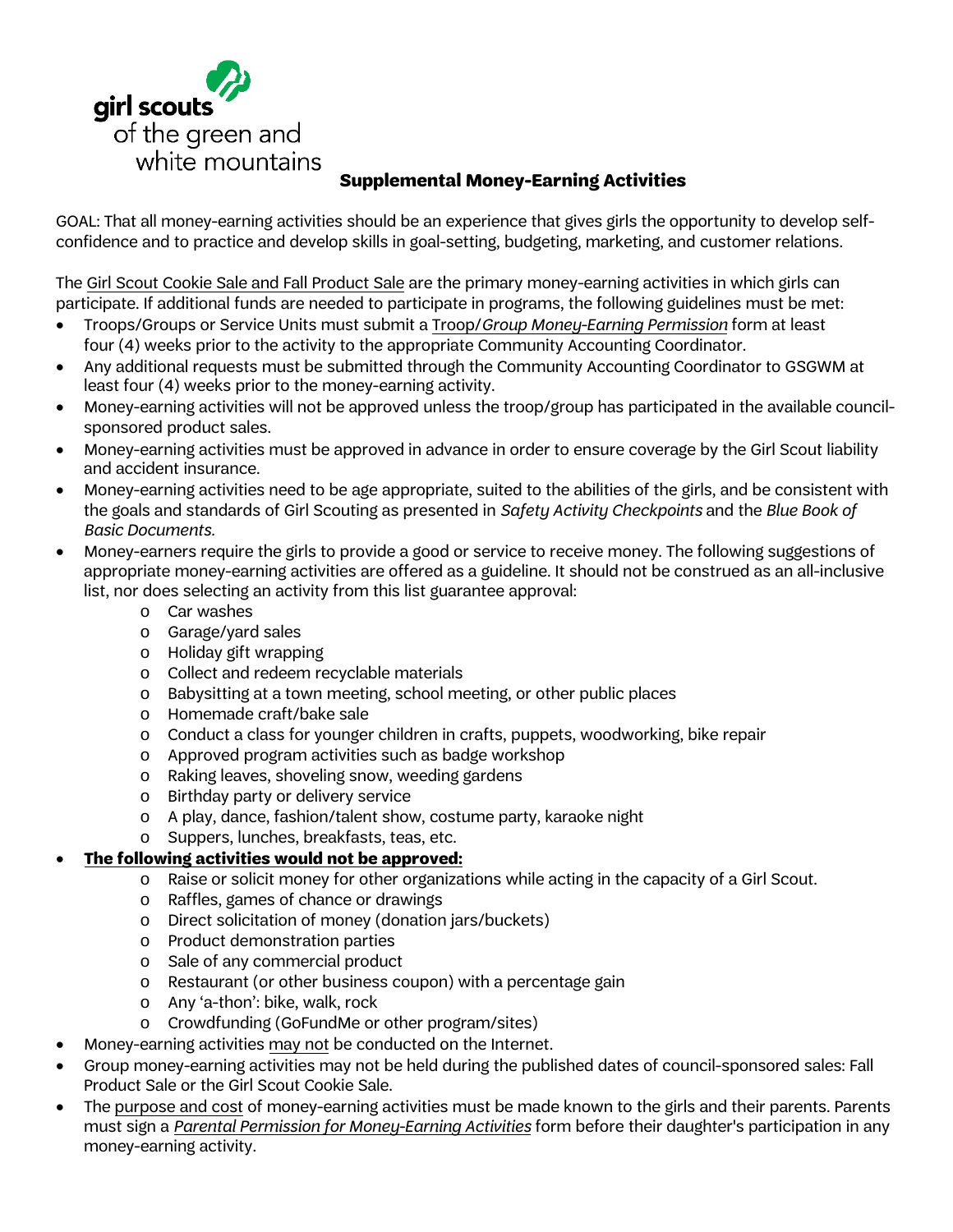girl scouts of the green and white mountains

## Supplemental Money-Earning Activities

GOAL: That all money-earning activities should be an experience that gives girls the opportunity to develop self-confidence and to practice and develop skills in goal-setting, budgeting, marketing, and customer relations.

The Girl Scout Cookie Sale and Fall Product Sale are the primary money-earning activities in which girls can participate. If additional funds are needed to participate in programs, the following guidelines must be met:

- Troops/Groups or Service Units must submit a Troop/*Group Money-Earning Permission* form at least four (4) weeks prior to the activity to the appropriate Community Accounting Coordinator.
- Any additional requests must be submitted through the Community Accounting Coordinator to GSGWM at least four (4) weeks prior to the money-earning activity.
- Money-earning activities will not be approved unless the troop/group has participated in the available council-sponsored product sales.
- Money-earning activities must be approved in advance in order to ensure coverage by the Girl Scout liability and accident insurance.
- Money-earning activities need to be age appropriate, suited to the abilities of the girls, and be consistent with the goals and standards of Girl Scouting as presented in *Safety Activity Checkpoints* and the *Blue Book of Basic Documents.*
- Money-earners require the girls to provide a good or service to receive money. The following suggestions of appropriate money-earning activities are offered as a guideline. It should not be construed as an all-inclusive list, nor does selecting an activity from this list guarantee approval:
    - Car washes
    - Garage/yard sales
    - Holiday gift wrapping
    - Collect and redeem recyclable materials
    - Babysitting at a town meeting, school meeting, or other public places
    - Homemade craft/bake sale
    - Conduct a class for younger children in crafts, puppets, woodworking, bike repair
    - Approved program activities such as badge workshop
    - Raking leaves, shoveling snow, weeding gardens
    - Birthday party or delivery service
    - A play, dance, fashion/talent show, costume party, karaoke night
    - Suppers, lunches, breakfasts, teas, etc.
- **The following activities would not be approved:**
    - Raise or solicit money for other organizations while acting in the capacity of a Girl Scout.
    - Raffles, games of chance or drawings
    - Direct solicitation of money (donation jars/buckets)
    - Product demonstration parties
    - Sale of any commercial product
    - Restaurant (or other business coupon) with a percentage gain
    - Any 'a-thon': bike, walk, rock
    - Crowdfunding (GoFundMe or other program/sites)
- Money-earning activities may not be conducted on the Internet.
- Group money-earning activities may not be held during the published dates of council-sponsored sales: Fall Product Sale or the Girl Scout Cookie Sale.
- The purpose and cost of money-earning activities must be made known to the girls and their parents. Parents must sign a *Parental Permission for Money-Earning Activities* form before their daughter's participation in any money-earning activity.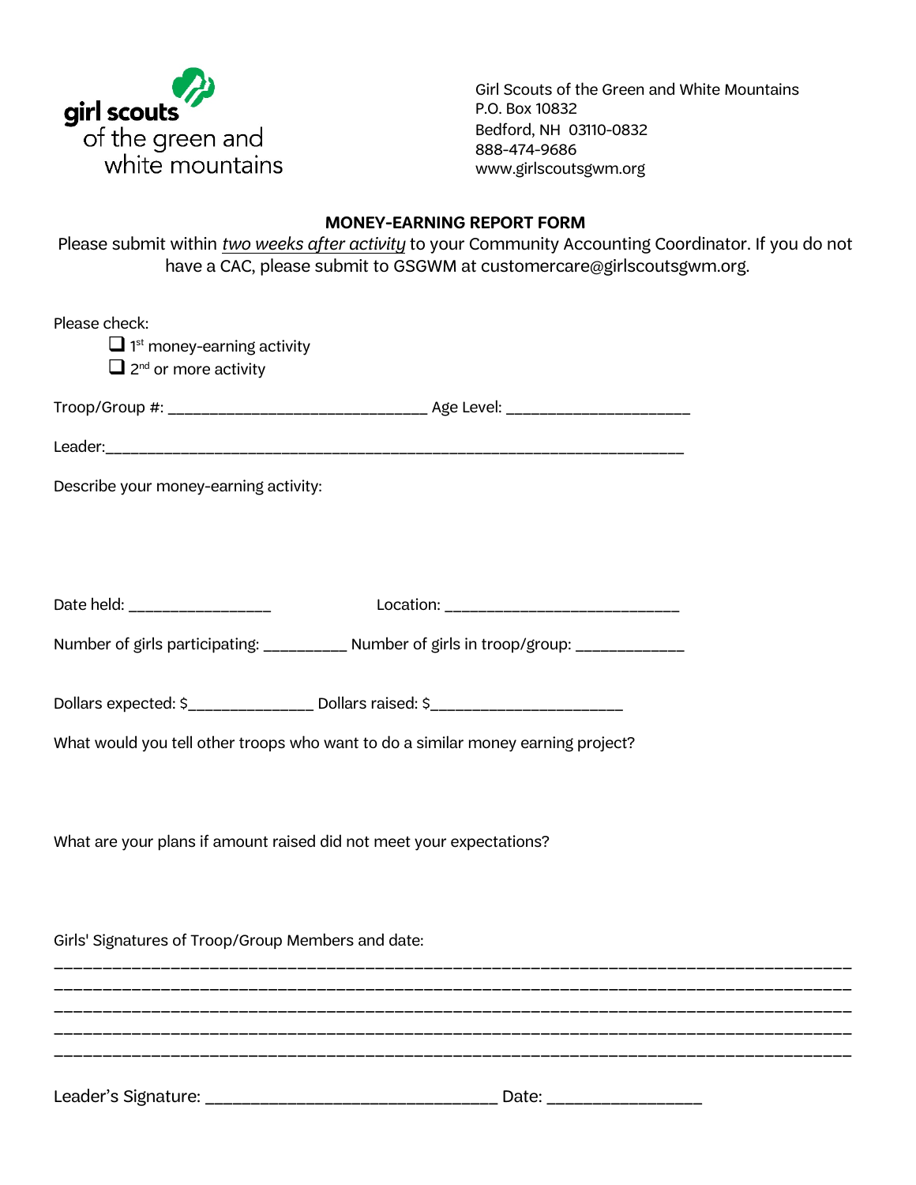girl scouts
of the green and
white mountains

Girl Scouts of the Green and White Mountains
P.O. Box 10832
Bedford, NH 03110-0832
888-474-9686
www.girlscoutsgwm.org

## MONEY-EARNING REPORT FORM

Please submit within *two weeks after activity* to your Community Accounting Coordinator. If you do not have a CAC, please submit to GSGWM at customercare@girlscoutsgwm.org.

Please check:

- ❑ 1st money-earning activity
- ❑ 2nd or more activity

Troop/Group #: ______________________________ Age Level: _____________________

Leader:____________________________________________________________________

Describe your money-earning activity:

Date held: ________________ Location: __________________________

Number of girls participating: __________ Number of girls in troop/group: _____________

Dollars expected: $_______________ Dollars raised: $______________________

What would you tell other troops who want to do a similar money earning project?

What are your plans if amount raised did not meet your expectations?

Girls' Signatures of Troop/Group Members and date:

_____________________________________________________________________________
_____________________________________________________________________________
_____________________________________________________________________________
_____________________________________________________________________________
_____________________________________________________________________________

Leader's Signature: ________________________________ Date: _________________